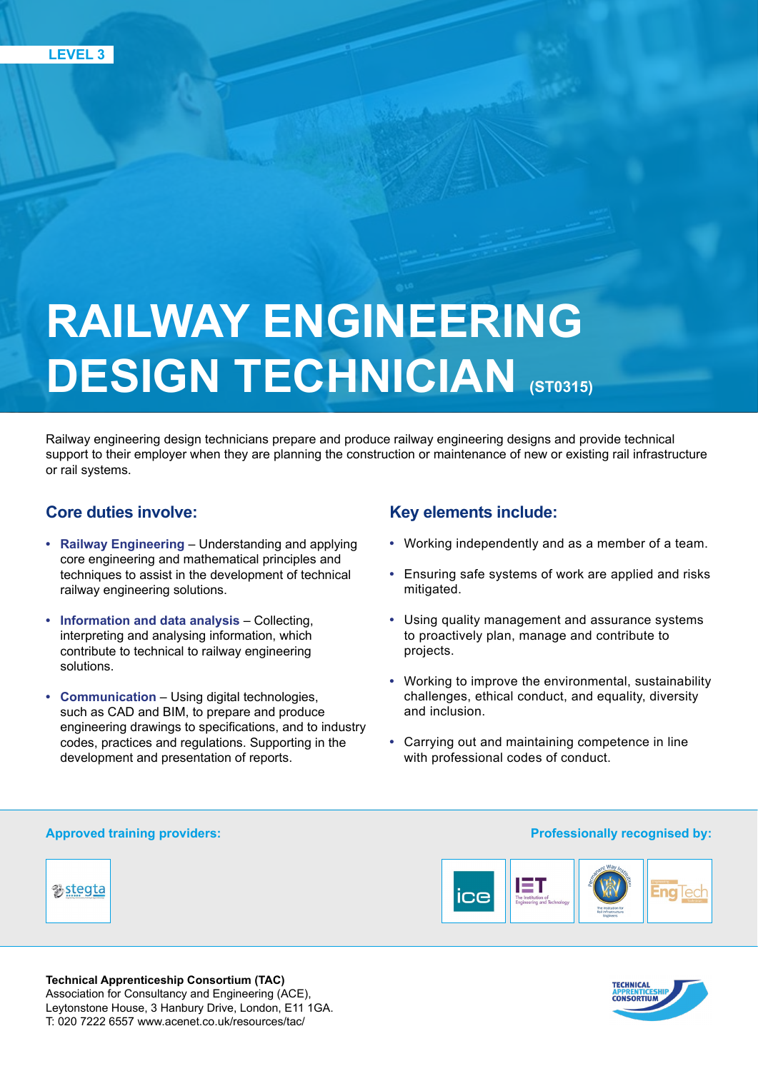LEVEL 3

# RAILWAY ENGINEERING DESIGN TECHNICIAN (ST0315)

Railway engineering design technicians prepare and produce railway engineering designs and provide technical support to their employer when they are planning the construction or maintenance of new or existing rail infrastructure or rail systems.

## Core duties involve:

- **Railway Engineering** – Understanding and applying core engineering and mathematical principles and techniques to assist in the development of technical railway engineering solutions.
- **Information and data analysis** – Collecting, interpreting and analysing information, which contribute to technical to railway engineering solutions.
- **Communication** – Using digital technologies, such as CAD and BIM, to prepare and produce engineering drawings to specifications, and to industry codes, practices and regulations. Supporting in the development and presentation of reports.

## Key elements include:

- Working independently and as a member of a team.
- Ensuring safe systems of work are applied and risks mitigated.
- Using quality management and assurance systems to proactively plan, manage and contribute to projects.
- Working to improve the environmental, sustainability challenges, ethical conduct, and equality, diversity and inclusion.
- Carrying out and maintaining competence in line with professional codes of conduct.

**Approved training providers:**

stegta

**Professionally recognised by:**

ice | IET The Institution of Engineering and Technology | Permanent Way Institution – The Institution for Rail Infrastructure Engineers | EngTech

**Technical Apprenticeship Consortium (TAC)**
Association for Consultancy and Engineering (ACE),
Leytonstone House, 3 Hanbury Drive, London, E11 1GA.
T: 020 7222 6557 www.acenet.co.uk/resources/tac/

TECHNICAL APPRENTICESHIP CONSORTIUM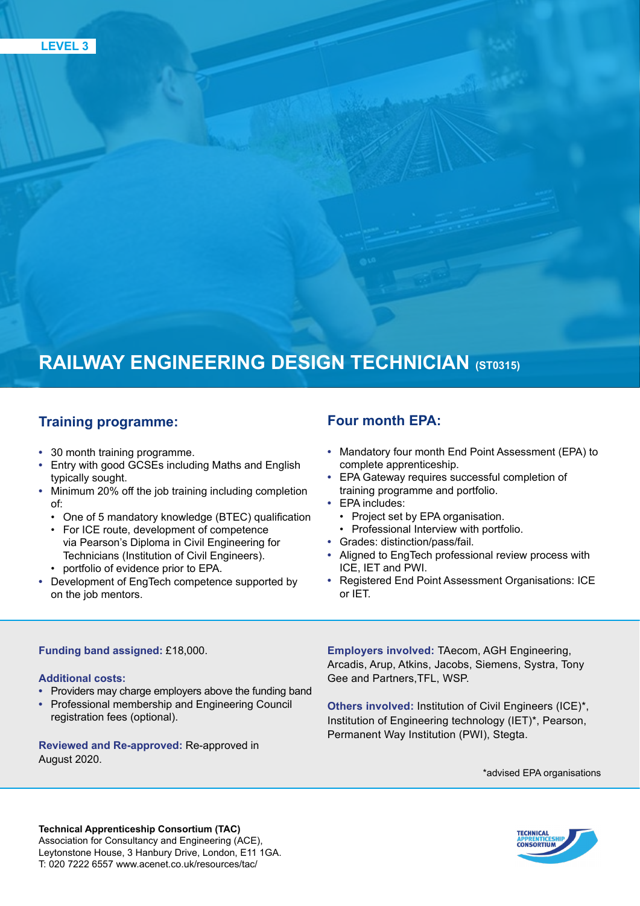LEVEL 3

# RAILWAY ENGINEERING DESIGN TECHNICIAN (ST0315)

## Training programme:

- 30 month training programme.
- Entry with good GCSEs including Maths and English typically sought.
- Minimum 20% off the job training including completion of:
  - One of 5 mandatory knowledge (BTEC) qualification
  - For ICE route, development of competence via Pearson's Diploma in Civil Engineering for Technicians (Institution of Civil Engineers).
  - portfolio of evidence prior to EPA.
- Development of EngTech competence supported by on the job mentors.

## Four month EPA:

- Mandatory four month End Point Assessment (EPA) to complete apprenticeship.
- EPA Gateway requires successful completion of training programme and portfolio.
- EPA includes:
  - Project set by EPA organisation.
  - Professional Interview with portfolio.
- Grades: distinction/pass/fail.
- Aligned to EngTech professional review process with ICE, IET and PWI.
- Registered End Point Assessment Organisations: ICE or IET.

**Funding band assigned:** £18,000.

**Additional costs:**

- Providers may charge employers above the funding band
- Professional membership and Engineering Council registration fees (optional).

**Reviewed and Re-approved:** Re-approved in August 2020.

**Employers involved:** TAecom, AGH Engineering, Arcadis, Arup, Atkins, Jacobs, Siemens, Systra, Tony Gee and Partners,TFL, WSP.

**Others involved:** Institution of Civil Engineers (ICE)*, Institution of Engineering technology (IET)*, Pearson, Permanent Way Institution (PWI), Stegta.

*advised EPA organisations

**Technical Apprenticeship Consortium (TAC)**
Association for Consultancy and Engineering (ACE),
Leytonstone House, 3 Hanbury Drive, London, E11 1GA.
T: 020 7222 6557 www.acenet.co.uk/resources/tac/

TECHNICAL APPRENTICESHIP CONSORTIUM